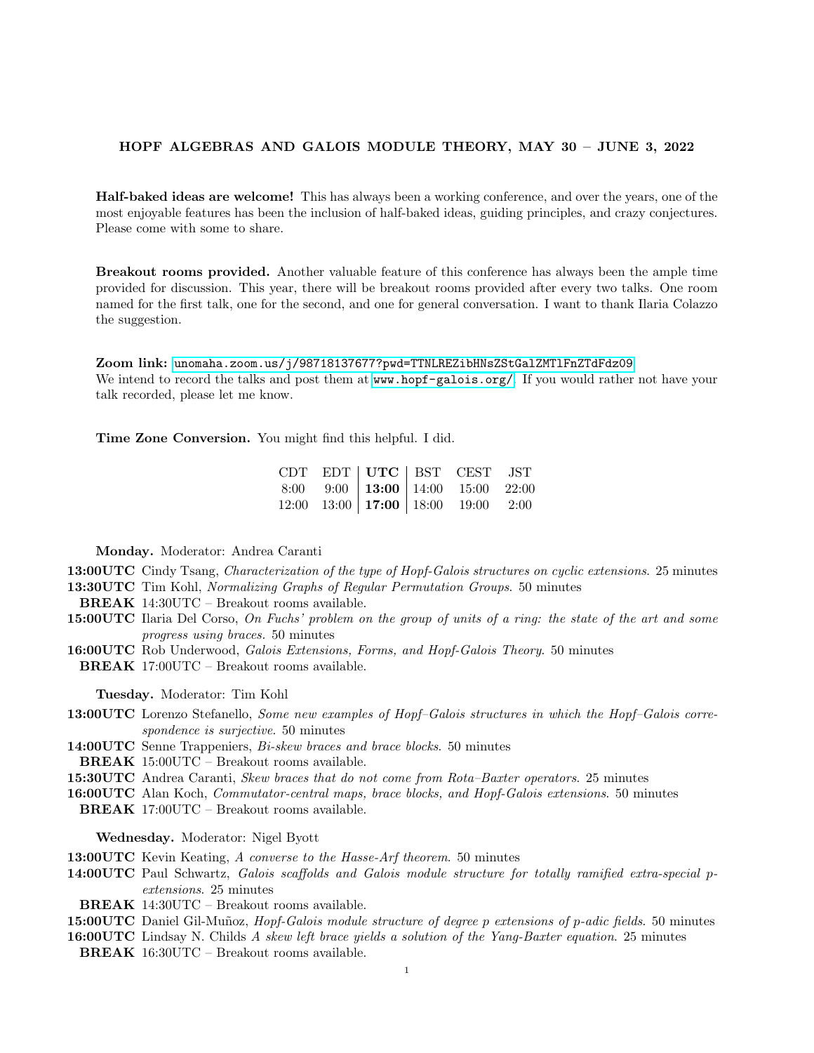# HOPF ALGEBRAS AND GALOIS MODULE THEORY, MAY 30 – JUNE 3, 2022

**Half-baked ideas are welcome!** This has always been a working conference, and over the years, one of the most enjoyable features has been the inclusion of half-baked ideas, guiding principles, and crazy conjectures. Please come with some to share.

**Breakout rooms provided.** Another valuable feature of this conference has always been the ample time provided for discussion. This year, there will be breakout rooms provided after every two talks. One room named for the first talk, one for the second, and one for general conversation. I want to thank Ilaria Colazzo the suggestion.

**Zoom link:** `unomaha.zoom.us/j/98718137677?pwd=TTNLREZibHNsZStGalZMTlFnZTdFdz09`
We intend to record the talks and post them at `www.hopf-galois.org/`. If you would rather not have your talk recorded, please let me know.

**Time Zone Conversion.** You might find this helpful. I did.

| CDT | EDT | **UTC** | BST | CEST | JST |
|---|---|---|---|---|---|
| 8:00 | 9:00 | **13:00** | 14:00 | 15:00 | 22:00 |
| 12:00 | 13:00 | **17:00** | 18:00 | 19:00 | 2:00 |

**Monday.** Moderator: Andrea Caranti

- **13:00UTC** Cindy Tsang, *Characterization of the type of Hopf-Galois structures on cyclic extensions.* 25 minutes
- **13:30UTC** Tim Kohl, *Normalizing Graphs of Regular Permutation Groups.* 50 minutes
- **BREAK** 14:30UTC – Breakout rooms available.
- **15:00UTC** Ilaria Del Corso, *On Fuchs' problem on the group of units of a ring: the state of the art and some progress using braces.* 50 minutes
- **16:00UTC** Rob Underwood, *Galois Extensions, Forms, and Hopf-Galois Theory.* 50 minutes
- **BREAK** 17:00UTC – Breakout rooms available.

**Tuesday.** Moderator: Tim Kohl

- **13:00UTC** Lorenzo Stefanello, *Some new examples of Hopf–Galois structures in which the Hopf–Galois correspondence is surjective.* 50 minutes
- **14:00UTC** Senne Trappeniers, *Bi-skew braces and brace blocks.* 50 minutes
- **BREAK** 15:00UTC – Breakout rooms available.
- **15:30UTC** Andrea Caranti, *Skew braces that do not come from Rota–Baxter operators.* 25 minutes
- **16:00UTC** Alan Koch, *Commutator-central maps, brace blocks, and Hopf-Galois extensions.* 50 minutes
- **BREAK** 17:00UTC – Breakout rooms available.

**Wednesday.** Moderator: Nigel Byott

- **13:00UTC** Kevin Keating, *A converse to the Hasse-Arf theorem.* 50 minutes
- **14:00UTC** Paul Schwartz, *Galois scaffolds and Galois module structure for totally ramified extra-special p-extensions.* 25 minutes
- **BREAK** 14:30UTC – Breakout rooms available.
- **15:00UTC** Daniel Gil-Muñoz, *Hopf-Galois module structure of degree p extensions of p-adic fields.* 50 minutes
- **16:00UTC** Lindsay N. Childs *A skew left brace yields a solution of the Yang-Baxter equation.* 25 minutes
- **BREAK** 16:30UTC – Breakout rooms available.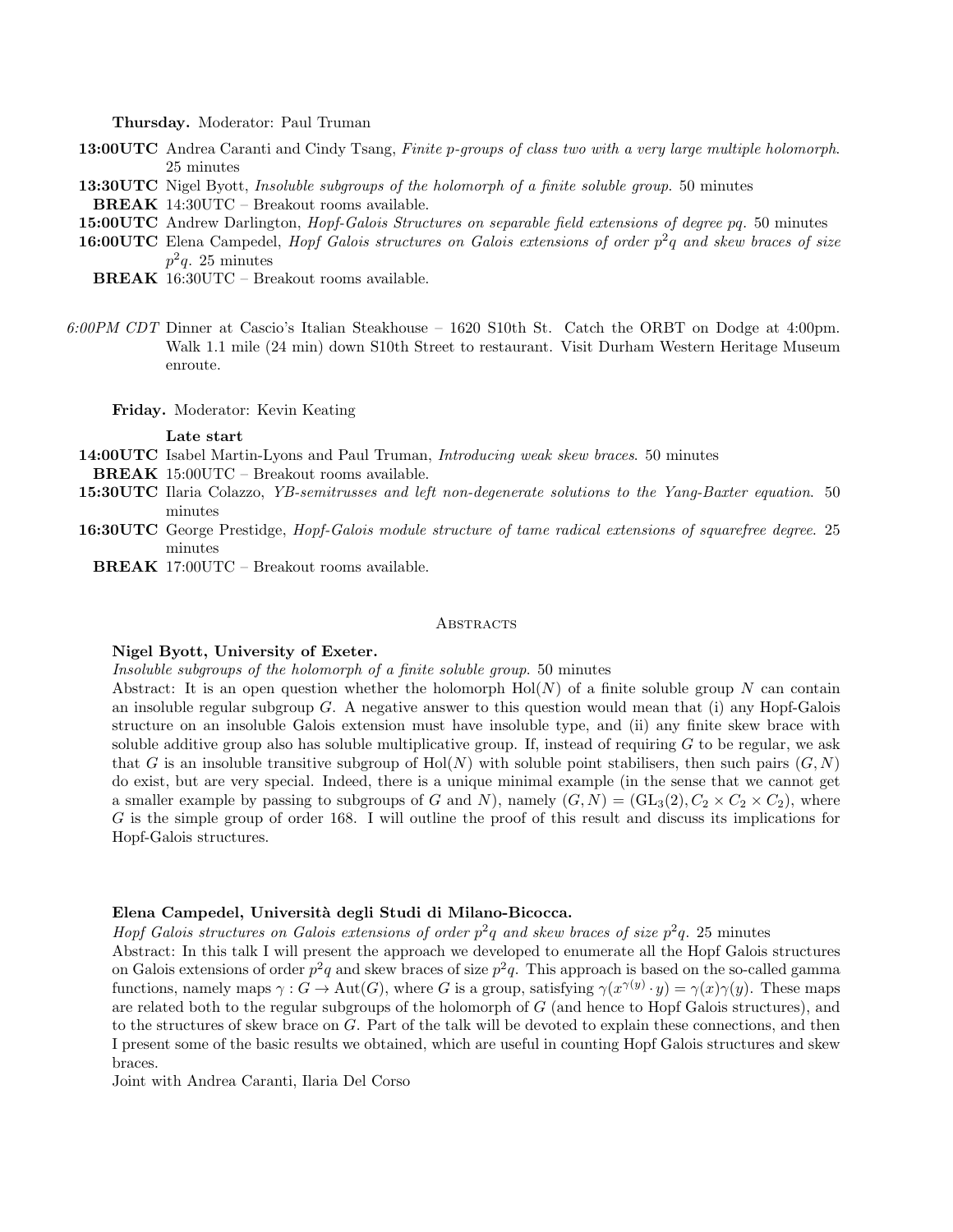**Thursday.** Moderator: Paul Truman

**13:00UTC** Andrea Caranti and Cindy Tsang, *Finite p-groups of class two with a very large multiple holomorph.* 25 minutes

**13:30UTC** Nigel Byott, *Insoluble subgroups of the holomorph of a finite soluble group.* 50 minutes

**BREAK** 14:30UTC – Breakout rooms available.

**15:00UTC** Andrew Darlington, *Hopf-Galois Structures on separable field extensions of degree pq.* 50 minutes

**16:00UTC** Elena Campedel, *Hopf Galois structures on Galois extensions of order $p^2q$ and skew braces of size $p^2q$.* 25 minutes

**BREAK** 16:30UTC – Breakout rooms available.

*6:00PM CDT* Dinner at Cascio's Italian Steakhouse – 1620 S10th St. Catch the ORBT on Dodge at 4:00pm. Walk 1.1 mile (24 min) down S10th Street to restaurant. Visit Durham Western Heritage Museum enroute.

**Friday.** Moderator: Kevin Keating

**Late start**

**14:00UTC** Isabel Martin-Lyons and Paul Truman, *Introducing weak skew braces.* 50 minutes

**BREAK** 15:00UTC – Breakout rooms available.

**15:30UTC** Ilaria Colazzo, *YB-semitrusses and left non-degenerate solutions to the Yang-Baxter equation.* 50 minutes

**16:30UTC** George Prestidge, *Hopf-Galois module structure of tame radical extensions of squarefree degree.* 25 minutes

**BREAK** 17:00UTC – Breakout rooms available.

## Abstracts

**Nigel Byott, University of Exeter.**

*Insoluble subgroups of the holomorph of a finite soluble group.* 50 minutes

Abstract: It is an open question whether the holomorph $\mathrm{Hol}(N)$ of a finite soluble group $N$ can contain an insoluble regular subgroup $G$. A negative answer to this question would mean that (i) any Hopf-Galois structure on an insoluble Galois extension must have insoluble type, and (ii) any finite skew brace with soluble additive group also has soluble multiplicative group. If, instead of requiring $G$ to be regular, we ask that $G$ is an insoluble transitive subgroup of $\mathrm{Hol}(N)$ with soluble point stabilisers, then such pairs $(G, N)$ do exist, but are very special. Indeed, there is a unique minimal example (in the sense that we cannot get a smaller example by passing to subgroups of $G$ and $N$), namely $(G, N) = (\mathrm{GL}_3(2), C_2 \times C_2 \times C_2)$, where $G$ is the simple group of order 168. I will outline the proof of this result and discuss its implications for Hopf-Galois structures.

**Elena Campedel, Università degli Studi di Milano-Bicocca.**

*Hopf Galois structures on Galois extensions of order $p^2q$ and skew braces of size $p^2q$.* 25 minutes

Abstract: In this talk I will present the approach we developed to enumerate all the Hopf Galois structures on Galois extensions of order $p^2q$ and skew braces of size $p^2q$. This approach is based on the so-called gamma functions, namely maps $\gamma : G \to \mathrm{Aut}(G)$, where $G$ is a group, satisfying $\gamma(x^{\gamma(y)} \cdot y) = \gamma(x)\gamma(y)$. These maps are related both to the regular subgroups of the holomorph of $G$ (and hence to Hopf Galois structures), and to the structures of skew brace on $G$. Part of the talk will be devoted to explain these connections, and then I present some of the basic results we obtained, which are useful in counting Hopf Galois structures and skew braces.

Joint with Andrea Caranti, Ilaria Del Corso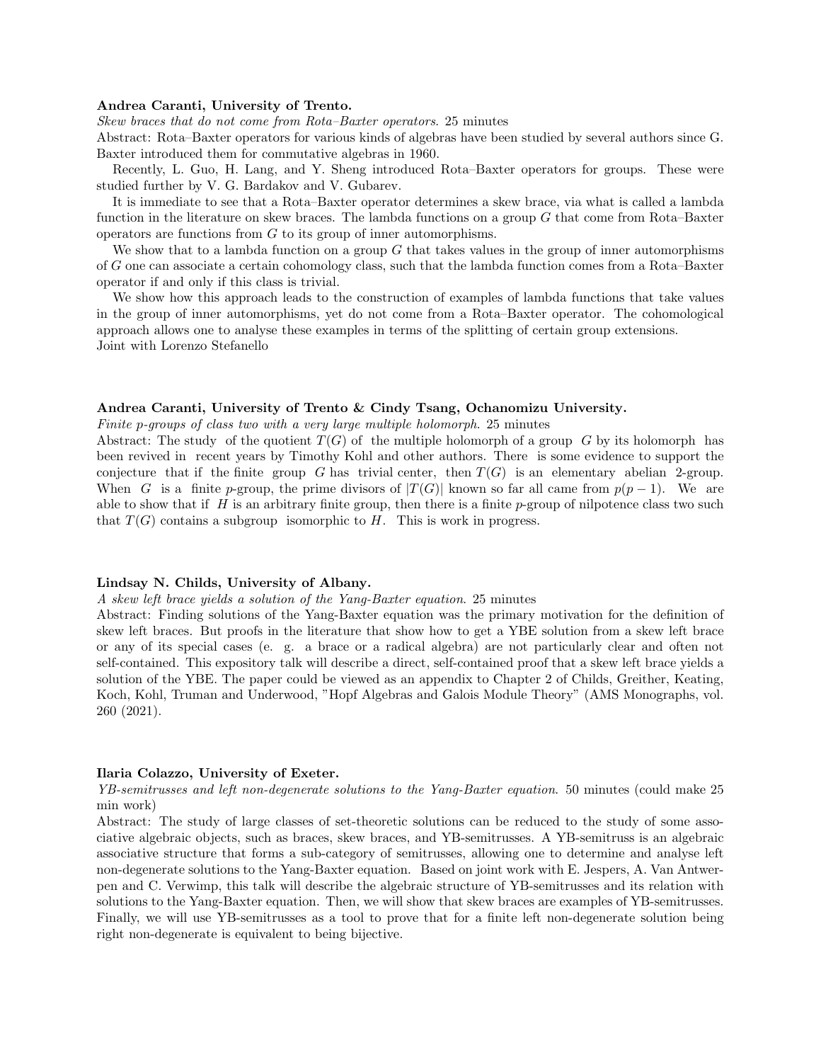**Andrea Caranti, University of Trento.**

*Skew braces that do not come from Rota–Baxter operators.* 25 minutes

Abstract: Rota–Baxter operators for various kinds of algebras have been studied by several authors since G. Baxter introduced them for commutative algebras in 1960.

Recently, L. Guo, H. Lang, and Y. Sheng introduced Rota–Baxter operators for groups. These were studied further by V. G. Bardakov and V. Gubarev.

It is immediate to see that a Rota–Baxter operator determines a skew brace, via what is called a lambda function in the literature on skew braces. The lambda functions on a group $G$ that come from Rota–Baxter operators are functions from $G$ to its group of inner automorphisms.

We show that to a lambda function on a group $G$ that takes values in the group of inner automorphisms of $G$ one can associate a certain cohomology class, such that the lambda function comes from a Rota–Baxter operator if and only if this class is trivial.

We show how this approach leads to the construction of examples of lambda functions that take values in the group of inner automorphisms, yet do not come from a Rota–Baxter operator. The cohomological approach allows one to analyse these examples in terms of the splitting of certain group extensions.

Joint with Lorenzo Stefanello

**Andrea Caranti, University of Trento & Cindy Tsang, Ochanomizu University.**

*Finite p-groups of class two with a very large multiple holomorph.* 25 minutes

Abstract: The study of the quotient $T(G)$ of the multiple holomorph of a group $G$ by its holomorph has been revived in recent years by Timothy Kohl and other authors. There is some evidence to support the conjecture that if the finite group $G$ has trivial center, then $T(G)$ is an elementary abelian 2-group. When $G$ is a finite $p$-group, the prime divisors of $|T(G)|$ known so far all came from $p(p-1)$. We are able to show that if $H$ is an arbitrary finite group, then there is a finite $p$-group of nilpotence class two such that $T(G)$ contains a subgroup isomorphic to $H$. This is work in progress.

**Lindsay N. Childs, University of Albany.**

*A skew left brace yields a solution of the Yang-Baxter equation.* 25 minutes

Abstract: Finding solutions of the Yang-Baxter equation was the primary motivation for the definition of skew left braces. But proofs in the literature that show how to get a YBE solution from a skew left brace or any of its special cases (e. g. a brace or a radical algebra) are not particularly clear and often not self-contained. This expository talk will describe a direct, self-contained proof that a skew left brace yields a solution of the YBE. The paper could be viewed as an appendix to Chapter 2 of Childs, Greither, Keating, Koch, Kohl, Truman and Underwood, "Hopf Algebras and Galois Module Theory" (AMS Monographs, vol. 260 (2021).

**Ilaria Colazzo, University of Exeter.**

*YB-semitrusses and left non-degenerate solutions to the Yang-Baxter equation.* 50 minutes (could make 25 min work)

Abstract: The study of large classes of set-theoretic solutions can be reduced to the study of some associative algebraic objects, such as braces, skew braces, and YB-semitrusses. A YB-semitruss is an algebraic associative structure that forms a sub-category of semitrusses, allowing one to determine and analyse left non-degenerate solutions to the Yang-Baxter equation. Based on joint work with E. Jespers, A. Van Antwerpen and C. Verwimp, this talk will describe the algebraic structure of YB-semitrusses and its relation with solutions to the Yang-Baxter equation. Then, we will show that skew braces are examples of YB-semitrusses. Finally, we will use YB-semitrusses as a tool to prove that for a finite left non-degenerate solution being right non-degenerate is equivalent to being bijective.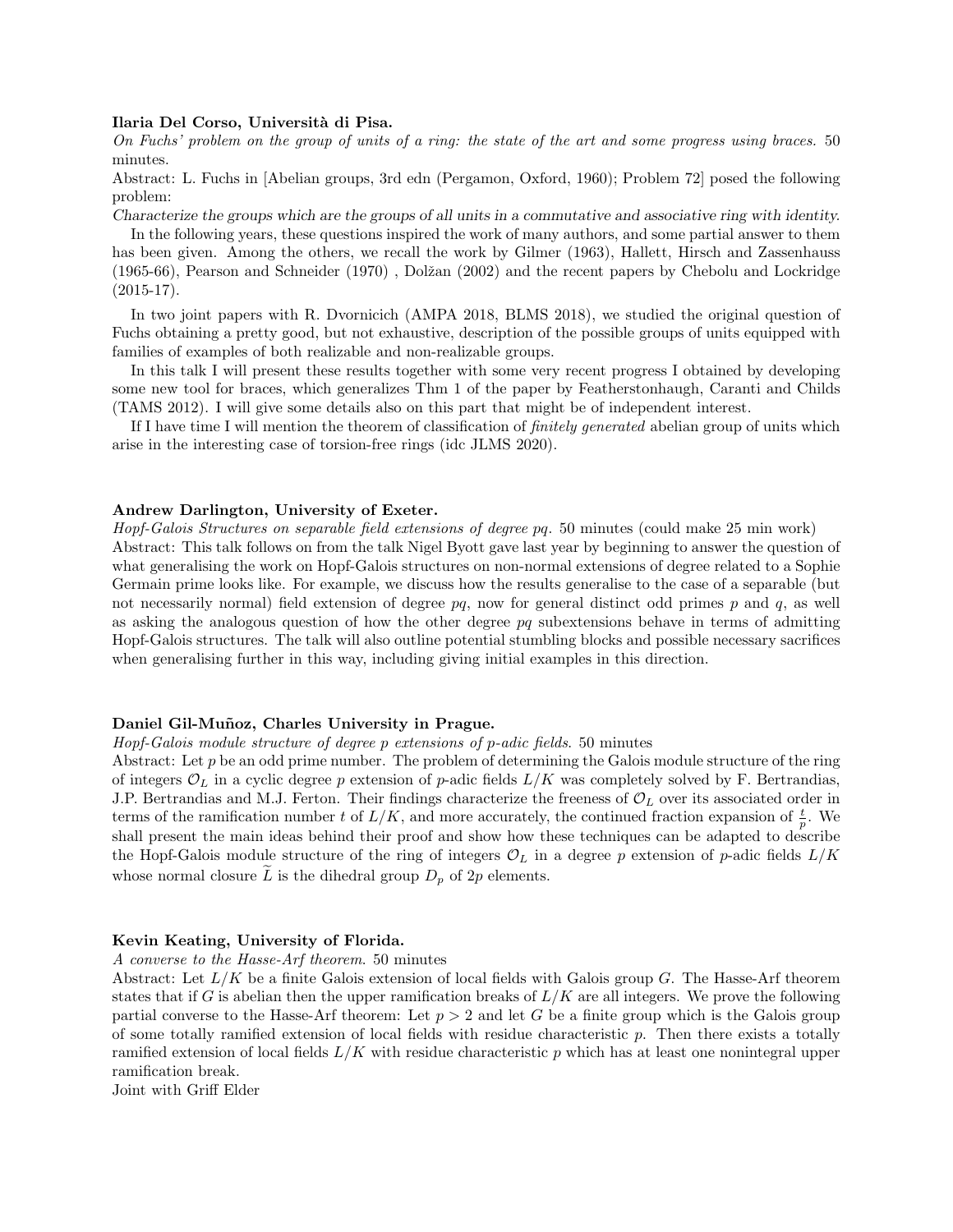**Ilaria Del Corso, Università di Pisa.**

*On Fuchs' problem on the group of units of a ring: the state of the art and some progress using braces.* 50 minutes.

Abstract: L. Fuchs in [Abelian groups, 3rd edn (Pergamon, Oxford, 1960); Problem 72] posed the following problem:

*Characterize the groups which are the groups of all units in a commutative and associative ring with identity.*

In the following years, these questions inspired the work of many authors, and some partial answer to them has been given. Among the others, we recall the work by Gilmer (1963), Hallett, Hirsch and Zassenhauss (1965-66), Pearson and Schneider (1970) , Dolžan (2002) and the recent papers by Chebolu and Lockridge (2015-17).

In two joint papers with R. Dvornicich (AMPA 2018, BLMS 2018), we studied the original question of Fuchs obtaining a pretty good, but not exhaustive, description of the possible groups of units equipped with families of examples of both realizable and non-realizable groups.

In this talk I will present these results together with some very recent progress I obtained by developing some new tool for braces, which generalizes Thm 1 of the paper by Featherstonhaugh, Caranti and Childs (TAMS 2012). I will give some details also on this part that might be of independent interest.

If I have time I will mention the theorem of classification of *finitely generated* abelian group of units which arise in the interesting case of torsion-free rings (idc JLMS 2020).

**Andrew Darlington, University of Exeter.**

*Hopf-Galois Structures on separable field extensions of degree pq.* 50 minutes (could make 25 min work)

Abstract: This talk follows on from the talk Nigel Byott gave last year by beginning to answer the question of what generalising the work on Hopf-Galois structures on non-normal extensions of degree related to a Sophie Germain prime looks like. For example, we discuss how the results generalise to the case of a separable (but not necessarily normal) field extension of degree $pq$, now for general distinct odd primes $p$ and $q$, as well as asking the analogous question of how the other degree $pq$ subextensions behave in terms of admitting Hopf-Galois structures. The talk will also outline potential stumbling blocks and possible necessary sacrifices when generalising further in this way, including giving initial examples in this direction.

**Daniel Gil-Muñoz, Charles University in Prague.**

*Hopf-Galois module structure of degree p extensions of p-adic fields.* 50 minutes

Abstract: Let $p$ be an odd prime number. The problem of determining the Galois module structure of the ring of integers $\mathcal{O}_L$ in a cyclic degree $p$ extension of $p$-adic fields $L/K$ was completely solved by F. Bertrandias, J.P. Bertrandias and M.J. Ferton. Their findings characterize the freeness of $\mathcal{O}_L$ over its associated order in terms of the ramification number $t$ of $L/K$, and more accurately, the continued fraction expansion of $\frac{t}{p}$. We shall present the main ideas behind their proof and show how these techniques can be adapted to describe the Hopf-Galois module structure of the ring of integers $\mathcal{O}_L$ in a degree $p$ extension of $p$-adic fields $L/K$ whose normal closure $\widetilde{L}$ is the dihedral group $D_p$ of $2p$ elements.

**Kevin Keating, University of Florida.**

*A converse to the Hasse-Arf theorem.* 50 minutes

Abstract: Let $L/K$ be a finite Galois extension of local fields with Galois group $G$. The Hasse-Arf theorem states that if $G$ is abelian then the upper ramification breaks of $L/K$ are all integers. We prove the following partial converse to the Hasse-Arf theorem: Let $p > 2$ and let $G$ be a finite group which is the Galois group of some totally ramified extension of local fields with residue characteristic $p$. Then there exists a totally ramified extension of local fields $L/K$ with residue characteristic $p$ which has at least one nonintegral upper ramification break.

Joint with Griff Elder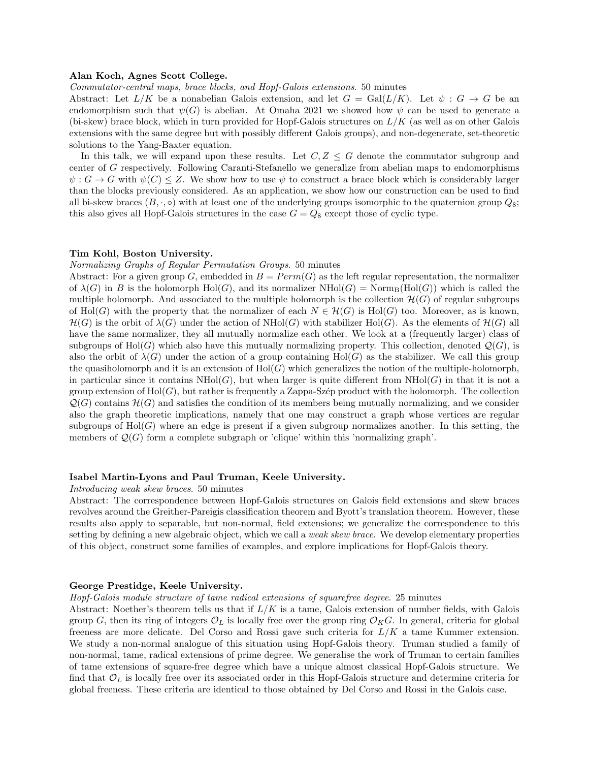**Alan Koch, Agnes Scott College.**

*Commutator-central maps, brace blocks, and Hopf-Galois extensions.* 50 minutes

Abstract: Let $L/K$ be a nonabelian Galois extension, and let $G = \mathrm{Gal}(L/K)$. Let $\psi : G \to G$ be an endomorphism such that $\psi(G)$ is abelian. At Omaha 2021 we showed how $\psi$ can be used to generate a (bi-skew) brace block, which in turn provided for Hopf-Galois structures on $L/K$ (as well as on other Galois extensions with the same degree but with possibly different Galois groups), and non-degenerate, set-theoretic solutions to the Yang-Baxter equation.

In this talk, we will expand upon these results. Let $C, Z \leq G$ denote the commutator subgroup and center of $G$ respectively. Following Caranti-Stefanello we generalize from abelian maps to endomorphisms $\psi : G \to G$ with $\psi(C) \leq Z$. We show how to use $\psi$ to construct a brace block which is considerably larger than the blocks previously considered. As an application, we show how our construction can be used to find all bi-skew braces $(B, \cdot, \circ)$ with at least one of the underlying groups isomorphic to the quaternion group $Q_8$; this also gives all Hopf-Galois structures in the case $G = Q_8$ except those of cyclic type.

**Tim Kohl, Boston University.**

*Normalizing Graphs of Regular Permutation Groups.* 50 minutes

Abstract: For a given group $G$, embedded in $B = Perm(G)$ as the left regular representation, the normalizer of $\lambda(G)$ in $B$ is the holomorph $\mathrm{Hol}(G)$, and its normalizer $\mathrm{NHol}(G) = \mathrm{Norm_B}(\mathrm{Hol}(G))$ which is called the multiple holomorph. And associated to the multiple holomorph is the collection $\mathcal{H}(G)$ of regular subgroups of $\mathrm{Hol}(G)$ with the property that the normalizer of each $N \in \mathcal{H}(G)$ is $\mathrm{Hol}(G)$ too. Moreover, as is known, $\mathcal{H}(G)$ is the orbit of $\lambda(G)$ under the action of $\mathrm{NHol}(G)$ with stabilizer $\mathrm{Hol}(G)$. As the elements of $\mathcal{H}(G)$ all have the same normalizer, they all mutually normalize each other. We look at a (frequently larger) class of subgroups of $\mathrm{Hol}(G)$ which also have this mutually normalizing property. This collection, denoted $\mathcal{Q}(G)$, is also the orbit of $\lambda(G)$ under the action of a group containing $\mathrm{Hol}(G)$ as the stabilizer. We call this group the quasiholomorph and it is an extension of $\mathrm{Hol}(G)$ which generalizes the notion of the multiple-holomorph, in particular since it contains $\mathrm{NHol}(G)$, but when larger is quite different from $\mathrm{NHol}(G)$ in that it is not a group extension of $\mathrm{Hol}(G)$, but rather is frequently a Zappa-Szép product with the holomorph. The collection $\mathcal{Q}(G)$ contains $\mathcal{H}(G)$ and satisfies the condition of its members being mutually normalizing, and we consider also the graph theoretic implications, namely that one may construct a graph whose vertices are regular subgroups of $\mathrm{Hol}(G)$ where an edge is present if a given subgroup normalizes another. In this setting, the members of $\mathcal{Q}(G)$ form a complete subgraph or 'clique' within this 'normalizing graph'.

**Isabel Martin-Lyons and Paul Truman, Keele University.**

*Introducing weak skew braces.* 50 minutes

Abstract: The correspondence between Hopf-Galois structures on Galois field extensions and skew braces revolves around the Greither-Pareigis classification theorem and Byott's translation theorem. However, these results also apply to separable, but non-normal, field extensions; we generalize the correspondence to this setting by defining a new algebraic object, which we call a *weak skew brace*. We develop elementary properties of this object, construct some families of examples, and explore implications for Hopf-Galois theory.

**George Prestidge, Keele University.**

*Hopf-Galois module structure of tame radical extensions of squarefree degree.* 25 minutes

Abstract: Noether's theorem tells us that if $L/K$ is a tame, Galois extension of number fields, with Galois group $G$, then its ring of integers $\mathcal{O}_L$ is locally free over the group ring $\mathcal{O}_K G$. In general, criteria for global freeness are more delicate. Del Corso and Rossi gave such criteria for $L/K$ a tame Kummer extension. We study a non-normal analogue of this situation using Hopf-Galois theory. Truman studied a family of non-normal, tame, radical extensions of prime degree. We generalise the work of Truman to certain families of tame extensions of square-free degree which have a unique almost classical Hopf-Galois structure. We find that $\mathcal{O}_L$ is locally free over its associated order in this Hopf-Galois structure and determine criteria for global freeness. These criteria are identical to those obtained by Del Corso and Rossi in the Galois case.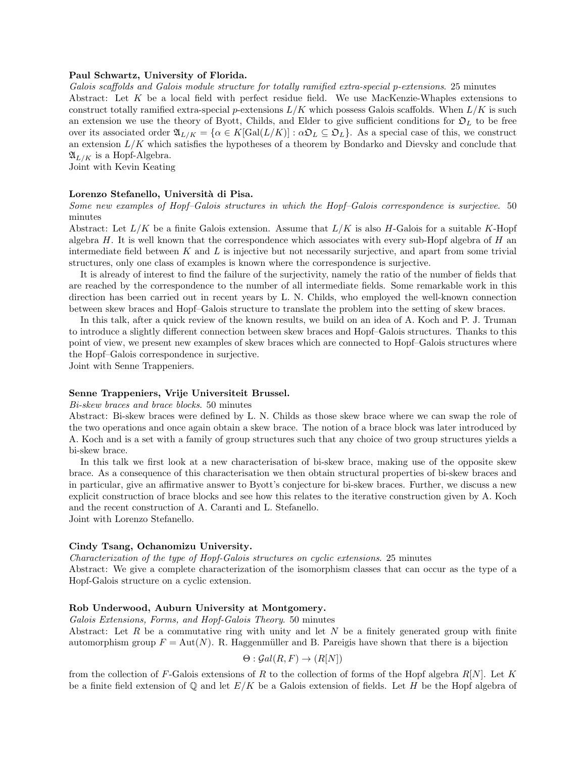**Paul Schwartz, University of Florida.**

*Galois scaffolds and Galois module structure for totally ramified extra-special p-extensions.* 25 minutes

Abstract: Let $K$ be a local field with perfect residue field. We use MacKenzie-Whaples extensions to construct totally ramified extra-special $p$-extensions $L/K$ which possess Galois scaffolds. When $L/K$ is such an extension we use the theory of Byott, Childs, and Elder to give sufficient conditions for $\mathfrak{O}_L$ to be free over its associated order $\mathfrak{A}_{L/K} = \{\alpha \in K[\mathrm{Gal}(L/K)] : \alpha\mathfrak{O}_L \subseteq \mathfrak{O}_L\}$. As a special case of this, we construct an extension $L/K$ which satisfies the hypotheses of a theorem by Bondarko and Dievsky and conclude that $\mathfrak{A}_{L/K}$ is a Hopf-Algebra.

Joint with Kevin Keating

**Lorenzo Stefanello, Università di Pisa.**

*Some new examples of Hopf–Galois structures in which the Hopf–Galois correspondence is surjective.* 50 minutes

Abstract: Let $L/K$ be a finite Galois extension. Assume that $L/K$ is also $H$-Galois for a suitable $K$-Hopf algebra $H$. It is well known that the correspondence which associates with every sub-Hopf algebra of $H$ an intermediate field between $K$ and $L$ is injective but not necessarily surjective, and apart from some trivial structures, only one class of examples is known where the correspondence is surjective.

It is already of interest to find the failure of the surjectivity, namely the ratio of the number of fields that are reached by the correspondence to the number of all intermediate fields. Some remarkable work in this direction has been carried out in recent years by L. N. Childs, who employed the well-known connection between skew braces and Hopf–Galois structure to translate the problem into the setting of skew braces.

In this talk, after a quick review of the known results, we build on an idea of A. Koch and P. J. Truman to introduce a slightly different connection between skew braces and Hopf–Galois structures. Thanks to this point of view, we present new examples of skew braces which are connected to Hopf–Galois structures where the Hopf–Galois correspondence in surjective.

Joint with Senne Trappeniers.

**Senne Trappeniers, Vrije Universiteit Brussel.**

*Bi-skew braces and brace blocks.* 50 minutes

Abstract: Bi-skew braces were defined by L. N. Childs as those skew brace where we can swap the role of the two operations and once again obtain a skew brace. The notion of a brace block was later introduced by A. Koch and is a set with a family of group structures such that any choice of two group structures yields a bi-skew brace.

In this talk we first look at a new characterisation of bi-skew brace, making use of the opposite skew brace. As a consequence of this characterisation we then obtain structural properties of bi-skew braces and in particular, give an affirmative answer to Byott's conjecture for bi-skew braces. Further, we discuss a new explicit construction of brace blocks and see how this relates to the iterative construction given by A. Koch and the recent construction of A. Caranti and L. Stefanello.

Joint with Lorenzo Stefanello.

**Cindy Tsang, Ochanomizu University.**

*Characterization of the type of Hopf-Galois structures on cyclic extensions.* 25 minutes

Abstract: We give a complete characterization of the isomorphism classes that can occur as the type of a Hopf-Galois structure on a cyclic extension.

**Rob Underwood, Auburn University at Montgomery.**

*Galois Extensions, Forms, and Hopf-Galois Theory.* 50 minutes

Abstract: Let $R$ be a commutative ring with unity and let $N$ be a finitely generated group with finite automorphism group $F = \mathrm{Aut}(N)$. R. Haggenmüller and B. Pareigis have shown that there is a bijection

$$\Theta : \mathcal{G}al(R, F) \to (R[N])$$

from the collection of $F$-Galois extensions of $R$ to the collection of forms of the Hopf algebra $R[N]$. Let $K$ be a finite field extension of $\mathbb{Q}$ and let $E/K$ be a Galois extension of fields. Let $H$ be the Hopf algebra of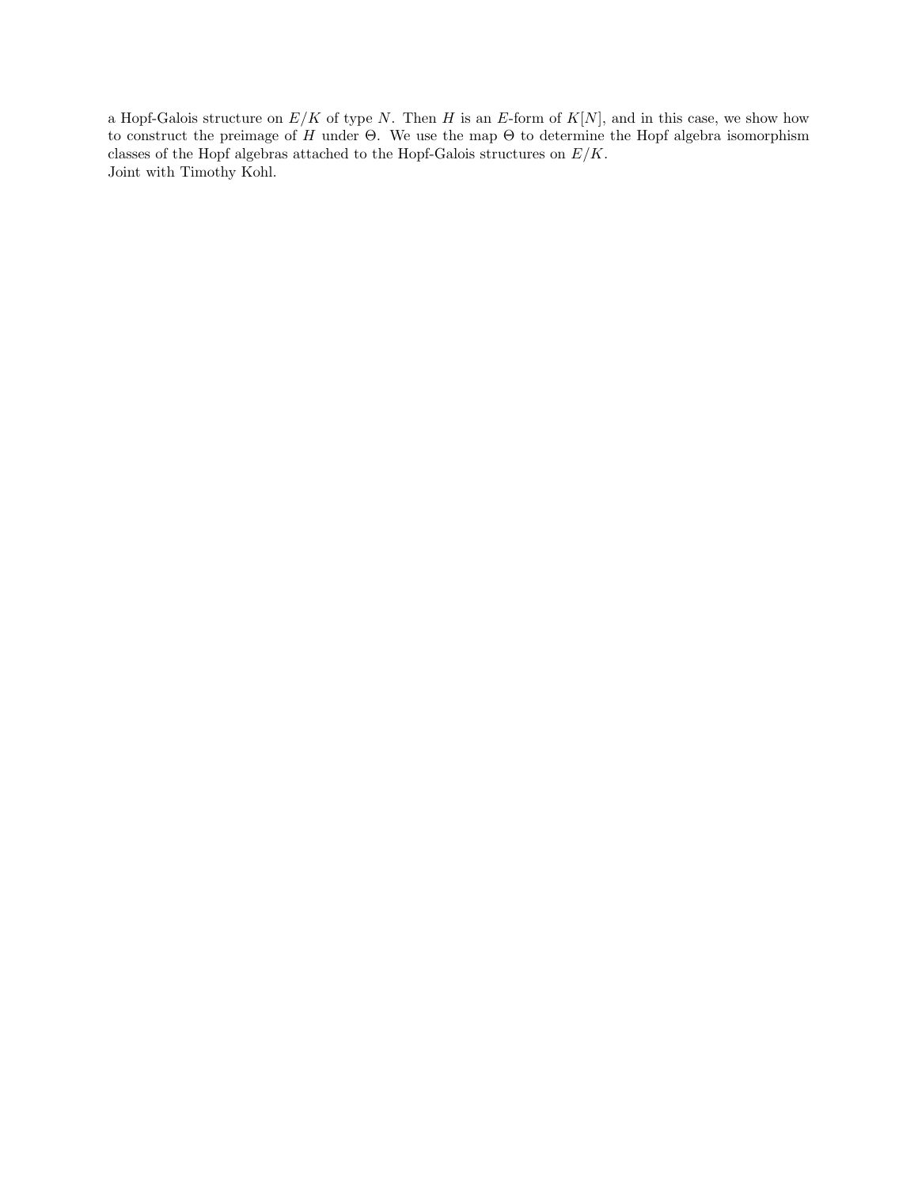a Hopf-Galois structure on $E/K$ of type $N$. Then $H$ is an $E$-form of $K[N]$, and in this case, we show how to construct the preimage of $H$ under $\Theta$. We use the map $\Theta$ to determine the Hopf algebra isomorphism classes of the Hopf algebras attached to the Hopf-Galois structures on $E/K$.
Joint with Timothy Kohl.